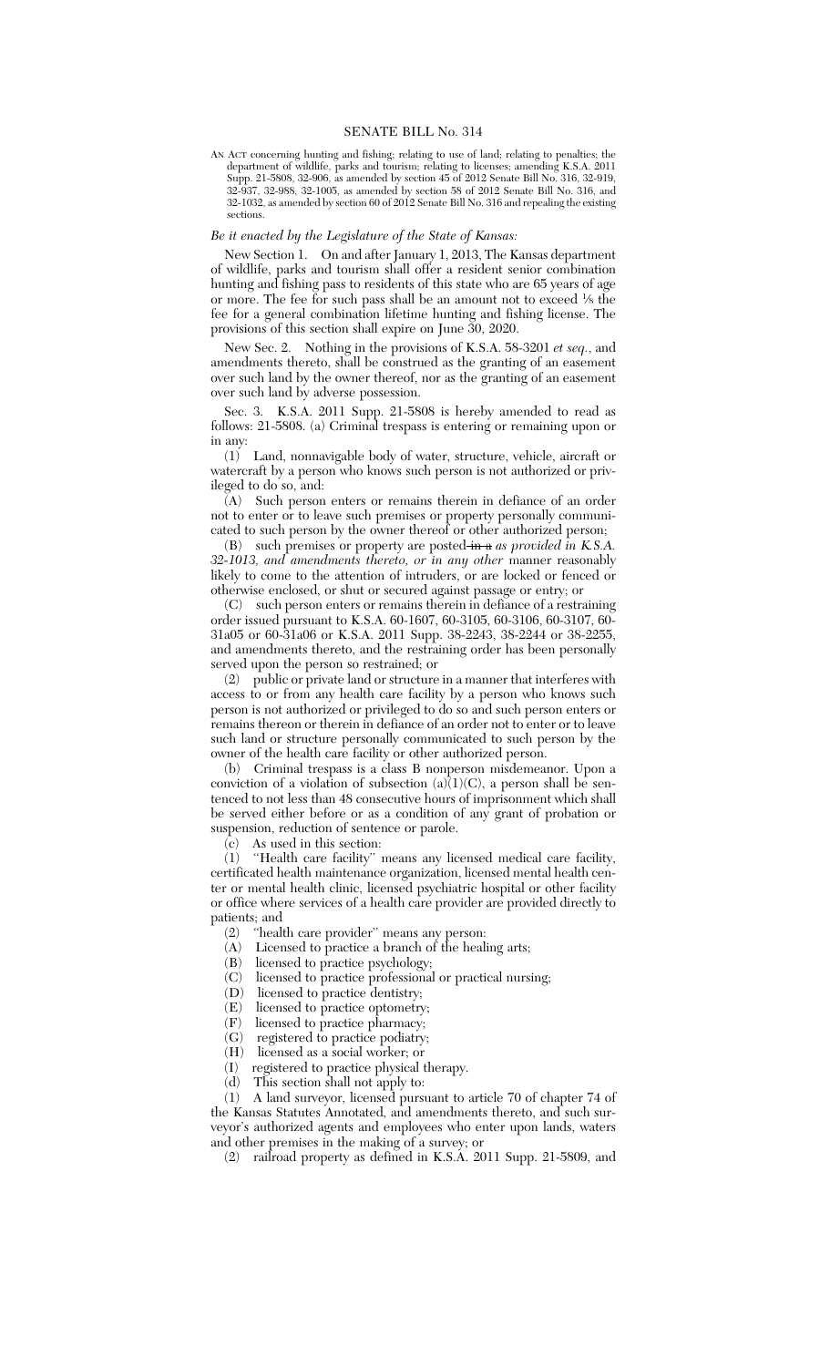# SENATE BILL No. 314

AN ACT concerning hunting and fishing; relating to use of land; relating to penalties; the department of wildlife, parks and tourism; relating to licenses; amending K.S.A. 2011 Supp. 21-5808, 32-906, as amended by section 45 of 2012 Senate Bill No. 316, 32-919, 32-937, 32-988, 32-1005, as amended by section 58 of 2012 Senate Bill No. 316, and 32-1032, as amended by section 60 of 2012 Senate Bill No. 316 and repealing the existing sections.

*Be it enacted by the Legislature of the State of Kansas:*

New Section 1. On and after January 1, 2013, The Kansas department of wildlife, parks and tourism shall offer a resident senior combination hunting and fishing pass to residents of this state who are 65 years of age or more. The fee for such pass shall be an amount not to exceed ⅛ the fee for a general combination lifetime hunting and fishing license. The provisions of this section shall expire on June 30, 2020.

New Sec. 2. Nothing in the provisions of K.S.A. 58-3201 *et seq.*, and amendments thereto, shall be construed as the granting of an easement over such land by the owner thereof, nor as the granting of an easement over such land by adverse possession.

Sec. 3. K.S.A. 2011 Supp. 21-5808 is hereby amended to read as follows: 21-5808. (a) Criminal trespass is entering or remaining upon or in any:

(1) Land, nonnavigable body of water, structure, vehicle, aircraft or watercraft by a person who knows such person is not authorized or privileged to do so, and:

(A) Such person enters or remains therein in defiance of an order not to enter or to leave such premises or property personally communicated to such person by the owner thereof or other authorized person;

(B) such premises or property are posted ~~in a~~ *as provided in K.S.A. 32-1013, and amendments thereto, or in any other* manner reasonably likely to come to the attention of intruders, or are locked or fenced or otherwise enclosed, or shut or secured against passage or entry; or

(C) such person enters or remains therein in defiance of a restraining order issued pursuant to K.S.A. 60-1607, 60-3105, 60-3106, 60-3107, 60-31a05 or 60-31a06 or K.S.A. 2011 Supp. 38-2243, 38-2244 or 38-2255, and amendments thereto, and the restraining order has been personally served upon the person so restrained; or

(2) public or private land or structure in a manner that interferes with access to or from any health care facility by a person who knows such person is not authorized or privileged to do so and such person enters or remains thereon or therein in defiance of an order not to enter or to leave such land or structure personally communicated to such person by the owner of the health care facility or other authorized person.

(b) Criminal trespass is a class B nonperson misdemeanor. Upon a conviction of a violation of subsection (a)(1)(C), a person shall be sentenced to not less than 48 consecutive hours of imprisonment which shall be served either before or as a condition of any grant of probation or suspension, reduction of sentence or parole.

(c) As used in this section:

(1) "Health care facility" means any licensed medical care facility, certificated health maintenance organization, licensed mental health center or mental health clinic, licensed psychiatric hospital or other facility or office where services of a health care provider are provided directly to patients; and

(2) "health care provider" means any person:

(A) Licensed to practice a branch of the healing arts;

(B) licensed to practice psychology;

(C) licensed to practice professional or practical nursing;

(D) licensed to practice dentistry;

(E) licensed to practice optometry;

(F) licensed to practice pharmacy;

(G) registered to practice podiatry;

(H) licensed as a social worker; or

(I) registered to practice physical therapy.

(d) This section shall not apply to:

(1) A land surveyor, licensed pursuant to article 70 of chapter 74 of the Kansas Statutes Annotated, and amendments thereto, and such surveyor's authorized agents and employees who enter upon lands, waters and other premises in the making of a survey; or

(2) railroad property as defined in K.S.A. 2011 Supp. 21-5809, and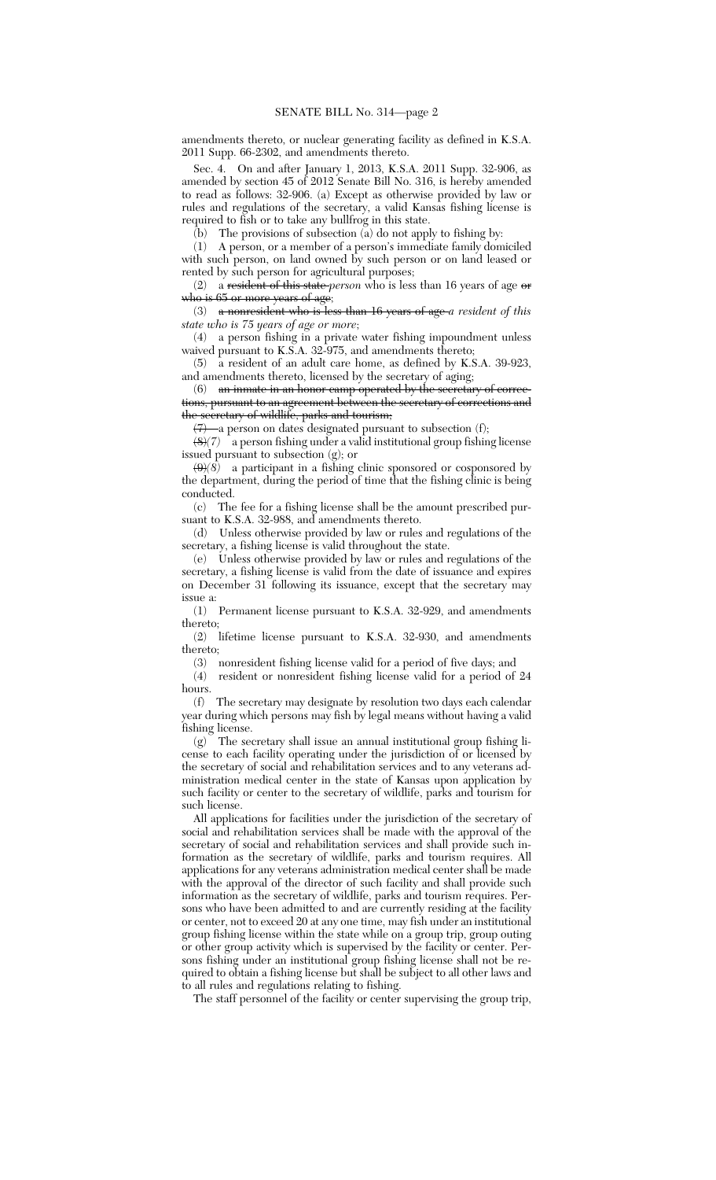amendments thereto, or nuclear generating facility as defined in K.S.A. 2011 Supp. 66-2302, and amendments thereto.

Sec. 4. On and after January 1, 2013, K.S.A. 2011 Supp. 32-906, as amended by section 45 of 2012 Senate Bill No. 316, is hereby amended to read as follows: 32-906. (a) Except as otherwise provided by law or rules and regulations of the secretary, a valid Kansas fishing license is required to fish or to take any bullfrog in this state.

(b) The provisions of subsection (a) do not apply to fishing by:

(1) A person, or a member of a person's immediate family domiciled with such person, on land owned by such person or on land leased or rented by such person for agricultural purposes;

(2) a ~~resident of this state~~ *person* who is less than 16 years of age ~~or who is 65 or more years of age~~;

(3) ~~a nonresident who is less than 16 years of age~~ *a resident of this state who is 75 years of age or more*;

(4) a person fishing in a private water fishing impoundment unless waived pursuant to K.S.A. 32-975, and amendments thereto;

(5) a resident of an adult care home, as defined by K.S.A. 39-923, and amendments thereto, licensed by the secretary of aging;

(6) ~~an inmate in an honor camp operated by the secretary of corrections, pursuant to an agreement between the secretary of corrections and the secretary of wildlife, parks and tourism;~~

~~(7)~~ a person on dates designated pursuant to subsection (f);

~~(8)~~*(7)* a person fishing under a valid institutional group fishing license issued pursuant to subsection (g); or

~~(9)~~*(8)* a participant in a fishing clinic sponsored or cosponsored by the department, during the period of time that the fishing clinic is being conducted.

(c) The fee for a fishing license shall be the amount prescribed pursuant to K.S.A. 32-988, and amendments thereto.

(d) Unless otherwise provided by law or rules and regulations of the secretary, a fishing license is valid throughout the state.

(e) Unless otherwise provided by law or rules and regulations of the secretary, a fishing license is valid from the date of issuance and expires on December 31 following its issuance, except that the secretary may issue a:

(1) Permanent license pursuant to K.S.A. 32-929, and amendments thereto;

(2) lifetime license pursuant to K.S.A. 32-930, and amendments thereto;

(3) nonresident fishing license valid for a period of five days; and

(4) resident or nonresident fishing license valid for a period of 24 hours.

(f) The secretary may designate by resolution two days each calendar year during which persons may fish by legal means without having a valid fishing license.

(g) The secretary shall issue an annual institutional group fishing license to each facility operating under the jurisdiction of or licensed by the secretary of social and rehabilitation services and to any veterans administration medical center in the state of Kansas upon application by such facility or center to the secretary of wildlife, parks and tourism for such license.

All applications for facilities under the jurisdiction of the secretary of social and rehabilitation services shall be made with the approval of the secretary of social and rehabilitation services and shall provide such information as the secretary of wildlife, parks and tourism requires. All applications for any veterans administration medical center shall be made with the approval of the director of such facility and shall provide such information as the secretary of wildlife, parks and tourism requires. Persons who have been admitted to and are currently residing at the facility or center, not to exceed 20 at any one time, may fish under an institutional group fishing license within the state while on a group trip, group outing or other group activity which is supervised by the facility or center. Persons fishing under an institutional group fishing license shall not be required to obtain a fishing license but shall be subject to all other laws and to all rules and regulations relating to fishing.

The staff personnel of the facility or center supervising the group trip,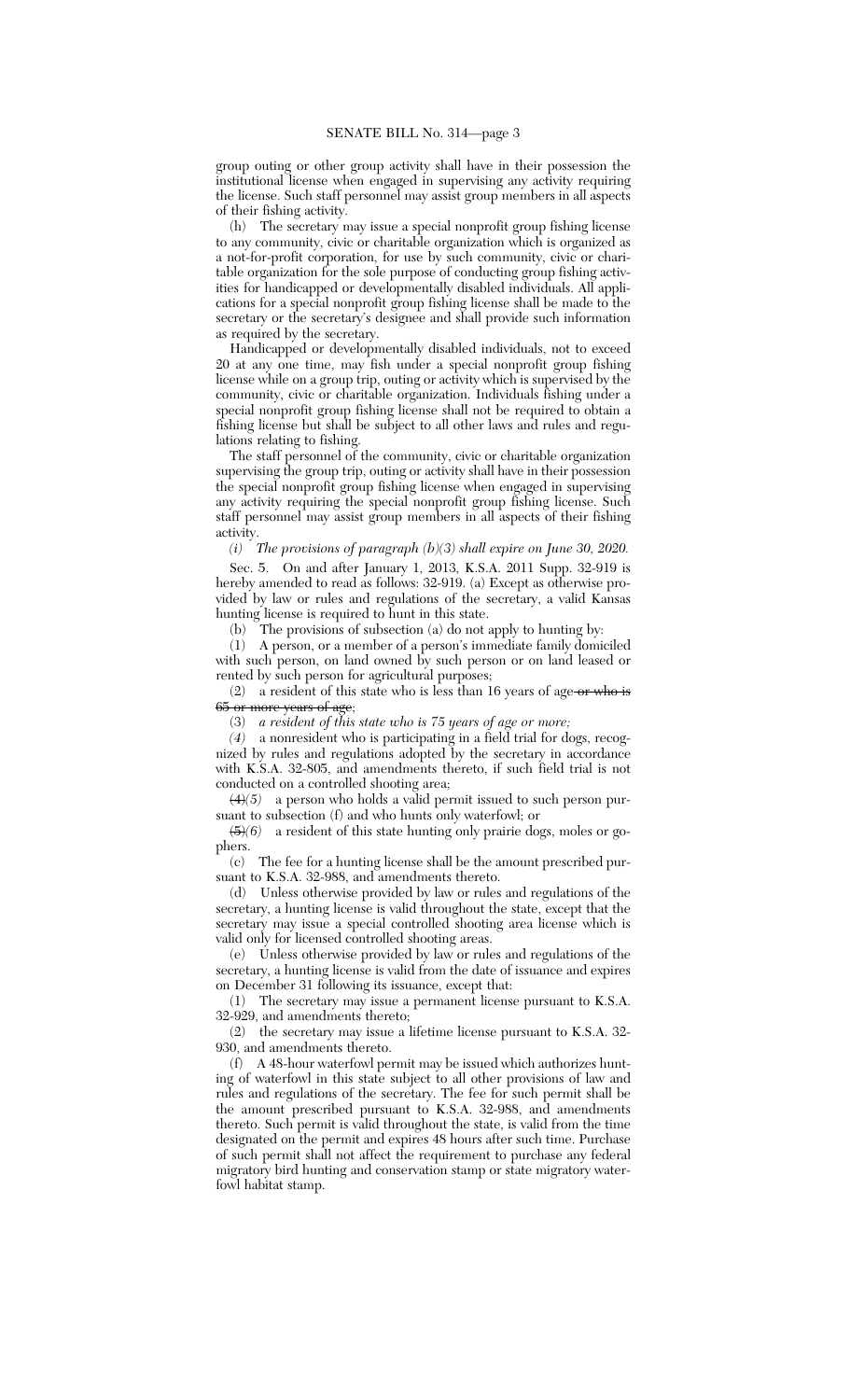group outing or other group activity shall have in their possession the institutional license when engaged in supervising any activity requiring the license. Such staff personnel may assist group members in all aspects of their fishing activity.

(h) The secretary may issue a special nonprofit group fishing license to any community, civic or charitable organization which is organized as a not-for-profit corporation, for use by such community, civic or charitable organization for the sole purpose of conducting group fishing activities for handicapped or developmentally disabled individuals. All applications for a special nonprofit group fishing license shall be made to the secretary or the secretary's designee and shall provide such information as required by the secretary.

Handicapped or developmentally disabled individuals, not to exceed 20 at any one time, may fish under a special nonprofit group fishing license while on a group trip, outing or activity which is supervised by the community, civic or charitable organization. Individuals fishing under a special nonprofit group fishing license shall not be required to obtain a fishing license but shall be subject to all other laws and rules and regulations relating to fishing.

The staff personnel of the community, civic or charitable organization supervising the group trip, outing or activity shall have in their possession the special nonprofit group fishing license when engaged in supervising any activity requiring the special nonprofit group fishing license. Such staff personnel may assist group members in all aspects of their fishing activity.

*(i) The provisions of paragraph (b)(3) shall expire on June 30, 2020.*

Sec. 5. On and after January 1, 2013, K.S.A. 2011 Supp. 32-919 is hereby amended to read as follows: 32-919. (a) Except as otherwise provided by law or rules and regulations of the secretary, a valid Kansas hunting license is required to hunt in this state.

(b) The provisions of subsection (a) do not apply to hunting by:

(1) A person, or a member of a person's immediate family domiciled with such person, on land owned by such person or on land leased or rented by such person for agricultural purposes;

(2) a resident of this state who is less than 16 years of age ~~or who is 65 or more years of age~~;

(3) *a resident of this state who is 75 years of age or more;*

*(4)* a nonresident who is participating in a field trial for dogs, recognized by rules and regulations adopted by the secretary in accordance with K.S.A. 32-805, and amendments thereto, if such field trial is not conducted on a controlled shooting area;

~~(4)~~*(5)* a person who holds a valid permit issued to such person pursuant to subsection (f) and who hunts only waterfowl; or

~~(5)~~*(6)* a resident of this state hunting only prairie dogs, moles or gophers.

(c) The fee for a hunting license shall be the amount prescribed pursuant to K.S.A. 32-988, and amendments thereto.

(d) Unless otherwise provided by law or rules and regulations of the secretary, a hunting license is valid throughout the state, except that the secretary may issue a special controlled shooting area license which is valid only for licensed controlled shooting areas.

(e) Unless otherwise provided by law or rules and regulations of the secretary, a hunting license is valid from the date of issuance and expires on December 31 following its issuance, except that:

(1) The secretary may issue a permanent license pursuant to K.S.A. 32-929, and amendments thereto;

(2) the secretary may issue a lifetime license pursuant to K.S.A. 32-930, and amendments thereto.

(f) A 48-hour waterfowl permit may be issued which authorizes hunting of waterfowl in this state subject to all other provisions of law and rules and regulations of the secretary. The fee for such permit shall be the amount prescribed pursuant to K.S.A. 32-988, and amendments thereto. Such permit is valid throughout the state, is valid from the time designated on the permit and expires 48 hours after such time. Purchase of such permit shall not affect the requirement to purchase any federal migratory bird hunting and conservation stamp or state migratory waterfowl habitat stamp.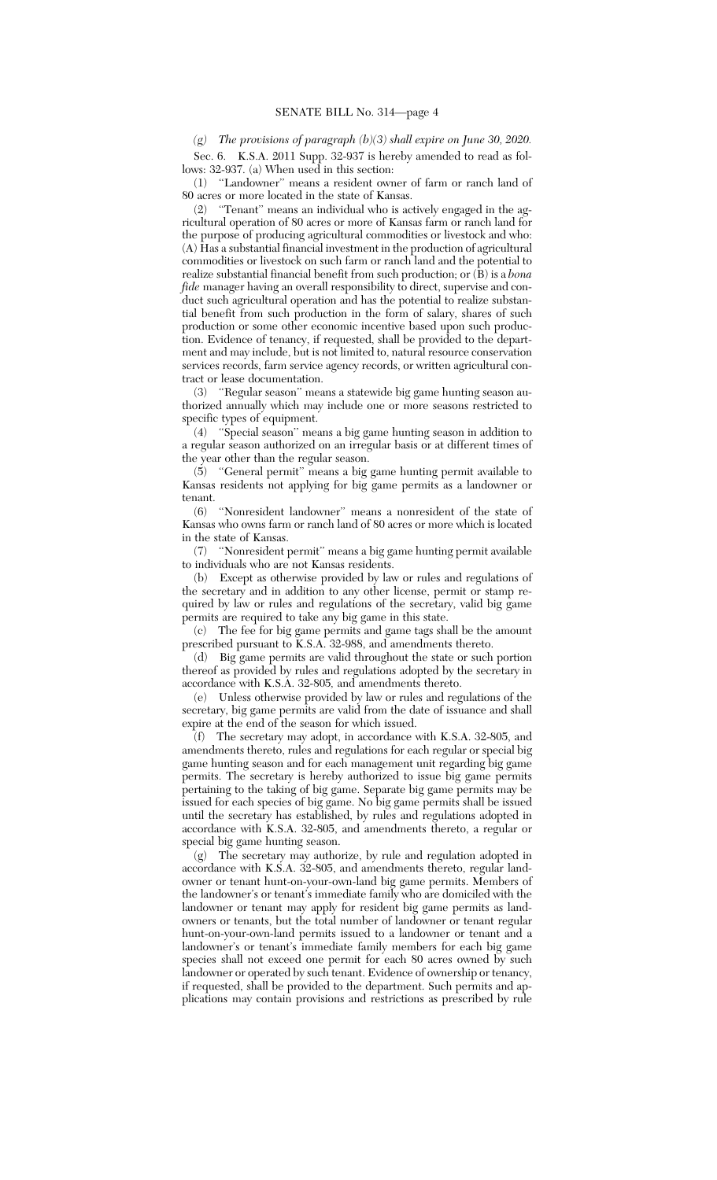*(g) The provisions of paragraph (b)(3) shall expire on June 30, 2020.*

Sec. 6. K.S.A. 2011 Supp. 32-937 is hereby amended to read as follows: 32-937. (a) When used in this section:

(1) "Landowner" means a resident owner of farm or ranch land of 80 acres or more located in the state of Kansas.

(2) "Tenant" means an individual who is actively engaged in the agricultural operation of 80 acres or more of Kansas farm or ranch land for the purpose of producing agricultural commodities or livestock and who: (A) Has a substantial financial investment in the production of agricultural commodities or livestock on such farm or ranch land and the potential to realize substantial financial benefit from such production; or (B) is a *bona fide* manager having an overall responsibility to direct, supervise and conduct such agricultural operation and has the potential to realize substantial benefit from such production in the form of salary, shares of such production or some other economic incentive based upon such production. Evidence of tenancy, if requested, shall be provided to the department and may include, but is not limited to, natural resource conservation services records, farm service agency records, or written agricultural contract or lease documentation.

(3) "Regular season" means a statewide big game hunting season authorized annually which may include one or more seasons restricted to specific types of equipment.

(4) "Special season" means a big game hunting season in addition to a regular season authorized on an irregular basis or at different times of the year other than the regular season.

(5) "General permit" means a big game hunting permit available to Kansas residents not applying for big game permits as a landowner or tenant.

(6) "Nonresident landowner" means a nonresident of the state of Kansas who owns farm or ranch land of 80 acres or more which is located in the state of Kansas.

(7) "Nonresident permit" means a big game hunting permit available to individuals who are not Kansas residents.

(b) Except as otherwise provided by law or rules and regulations of the secretary and in addition to any other license, permit or stamp required by law or rules and regulations of the secretary, valid big game permits are required to take any big game in this state.

(c) The fee for big game permits and game tags shall be the amount prescribed pursuant to K.S.A. 32-988, and amendments thereto.

(d) Big game permits are valid throughout the state or such portion thereof as provided by rules and regulations adopted by the secretary in accordance with K.S.A. 32-805, and amendments thereto.

(e) Unless otherwise provided by law or rules and regulations of the secretary, big game permits are valid from the date of issuance and shall expire at the end of the season for which issued.

(f) The secretary may adopt, in accordance with K.S.A. 32-805, and amendments thereto, rules and regulations for each regular or special big game hunting season and for each management unit regarding big game permits. The secretary is hereby authorized to issue big game permits pertaining to the taking of big game. Separate big game permits may be issued for each species of big game. No big game permits shall be issued until the secretary has established, by rules and regulations adopted in accordance with K.S.A. 32-805, and amendments thereto, a regular or special big game hunting season.

(g) The secretary may authorize, by rule and regulation adopted in accordance with K.S.A. 32-805, and amendments thereto, regular landowner or tenant hunt-on-your-own-land big game permits. Members of the landowner's or tenant's immediate family who are domiciled with the landowner or tenant may apply for resident big game permits as landowners or tenants, but the total number of landowner or tenant regular hunt-on-your-own-land permits issued to a landowner or tenant and a landowner's or tenant's immediate family members for each big game species shall not exceed one permit for each 80 acres owned by such landowner or operated by such tenant. Evidence of ownership or tenancy, if requested, shall be provided to the department. Such permits and applications may contain provisions and restrictions as prescribed by rule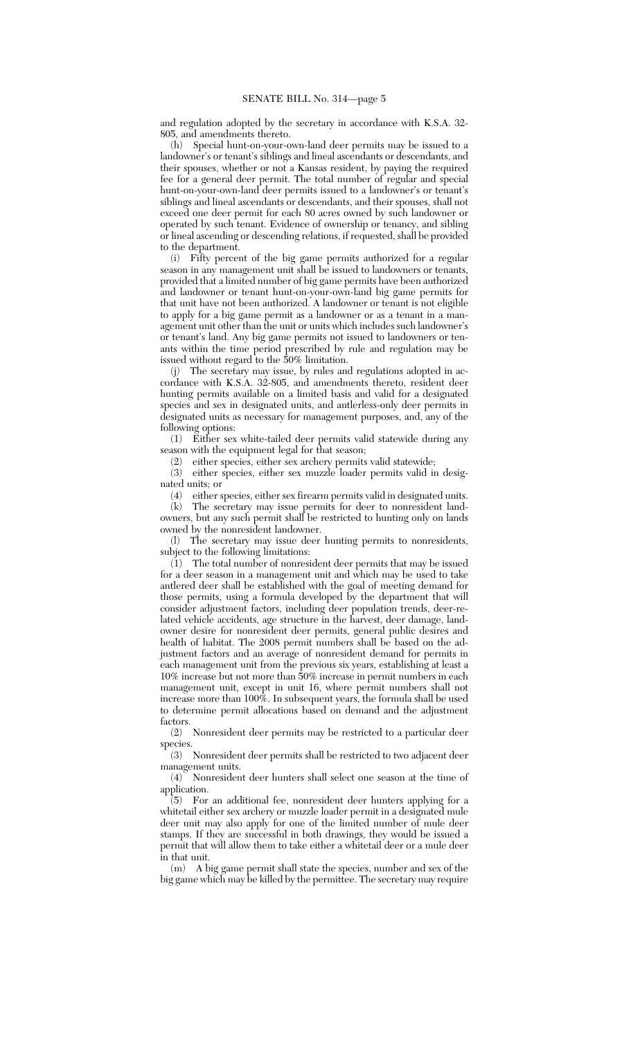and regulation adopted by the secretary in accordance with K.S.A. 32-805, and amendments thereto.

(h) Special hunt-on-your-own-land deer permits may be issued to a landowner's or tenant's siblings and lineal ascendants or descendants, and their spouses, whether or not a Kansas resident, by paying the required fee for a general deer permit. The total number of regular and special hunt-on-your-own-land deer permits issued to a landowner's or tenant's siblings and lineal ascendants or descendants, and their spouses, shall not exceed one deer permit for each 80 acres owned by such landowner or operated by such tenant. Evidence of ownership or tenancy, and sibling or lineal ascending or descending relations, if requested, shall be provided to the department.

(i) Fifty percent of the big game permits authorized for a regular season in any management unit shall be issued to landowners or tenants, provided that a limited number of big game permits have been authorized and landowner or tenant hunt-on-your-own-land big game permits for that unit have not been authorized. A landowner or tenant is not eligible to apply for a big game permit as a landowner or as a tenant in a management unit other than the unit or units which includes such landowner's or tenant's land. Any big game permits not issued to landowners or tenants within the time period prescribed by rule and regulation may be issued without regard to the 50% limitation.

(j) The secretary may issue, by rules and regulations adopted in accordance with K.S.A. 32-805, and amendments thereto, resident deer hunting permits available on a limited basis and valid for a designated species and sex in designated units, and antlerless-only deer permits in designated units as necessary for management purposes, and, any of the following options:

(1) Either sex white-tailed deer permits valid statewide during any season with the equipment legal for that season;

(2) either species, either sex archery permits valid statewide;

(3) either species, either sex muzzle loader permits valid in designated units; or

(4) either species, either sex firearm permits valid in designated units.

(k) The secretary may issue permits for deer to nonresident landowners, but any such permit shall be restricted to hunting only on lands owned by the nonresident landowner.

(l) The secretary may issue deer hunting permits to nonresidents, subject to the following limitations:

(1) The total number of nonresident deer permits that may be issued for a deer season in a management unit and which may be used to take antlered deer shall be established with the goal of meeting demand for those permits, using a formula developed by the department that will consider adjustment factors, including deer population trends, deer-related vehicle accidents, age structure in the harvest, deer damage, landowner desire for nonresident deer permits, general public desires and health of habitat. The 2008 permit numbers shall be based on the adjustment factors and an average of nonresident demand for permits in each management unit from the previous six years, establishing at least a 10% increase but not more than 50% increase in permit numbers in each management unit, except in unit 16, where permit numbers shall not increase more than 100%. In subsequent years, the formula shall be used to determine permit allocations based on demand and the adjustment factors.

(2) Nonresident deer permits may be restricted to a particular deer species.

(3) Nonresident deer permits shall be restricted to two adjacent deer management units.

(4) Nonresident deer hunters shall select one season at the time of application.

(5) For an additional fee, nonresident deer hunters applying for a whitetail either sex archery or muzzle loader permit in a designated mule deer unit may also apply for one of the limited number of mule deer stamps. If they are successful in both drawings, they would be issued a permit that will allow them to take either a whitetail deer or a mule deer in that unit.

(m) A big game permit shall state the species, number and sex of the big game which may be killed by the permittee. The secretary may require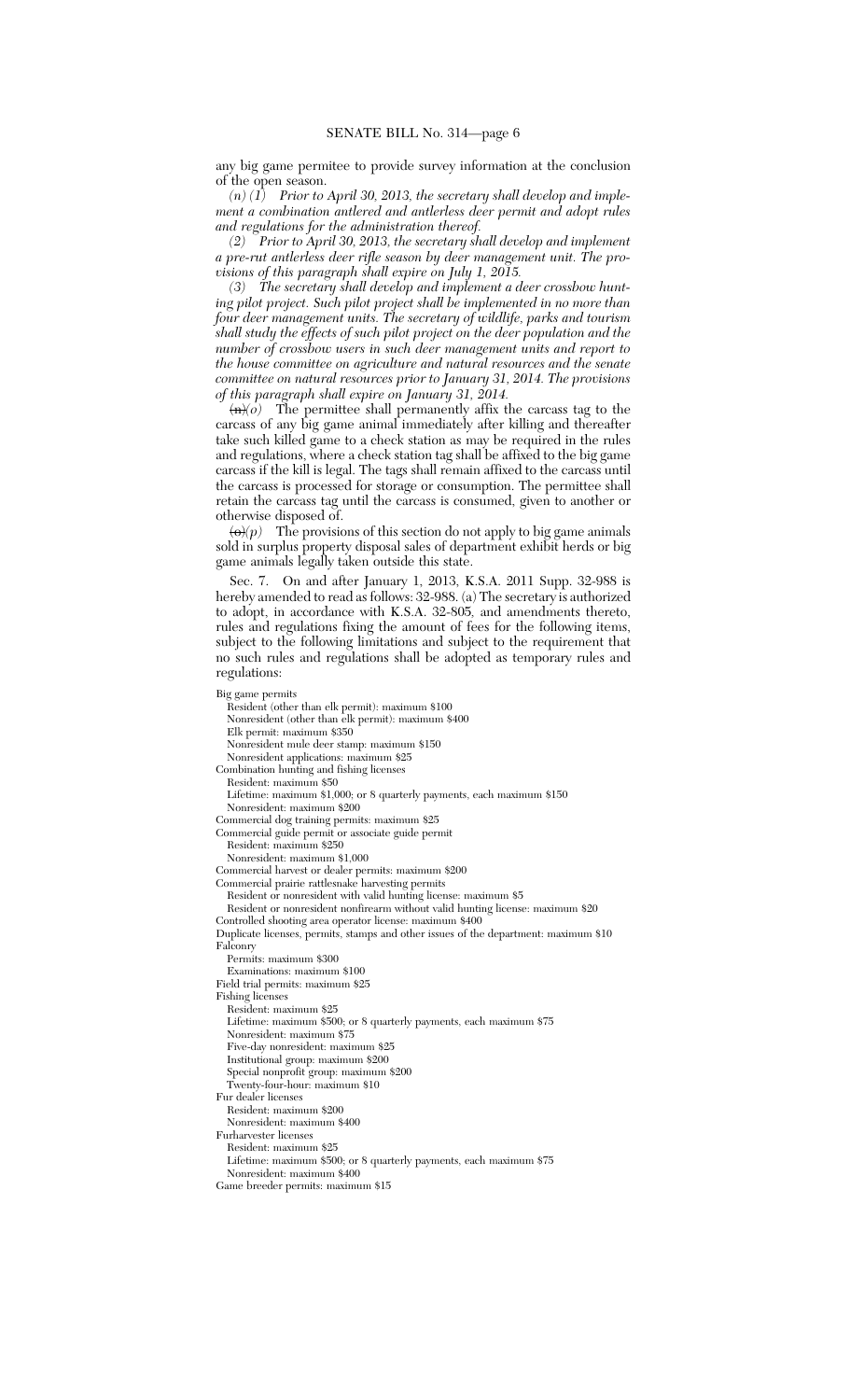any big game permitee to provide survey information at the conclusion of the open season.

*(n) (1) Prior to April 30, 2013, the secretary shall develop and implement a combination antlered and antlerless deer permit and adopt rules and regulations for the administration thereof.*

*(2) Prior to April 30, 2013, the secretary shall develop and implement a pre-rut antlerless deer rifle season by deer management unit. The provisions of this paragraph shall expire on July 1, 2015.*

*(3) The secretary shall develop and implement a deer crossbow hunting pilot project. Such pilot project shall be implemented in no more than four deer management units. The secretary of wildlife, parks and tourism shall study the effects of such pilot project on the deer population and the number of crossbow users in such deer management units and report to the house committee on agriculture and natural resources and the senate committee on natural resources prior to January 31, 2014. The provisions of this paragraph shall expire on January 31, 2014.*

~~(n)~~*(o)* The permittee shall permanently affix the carcass tag to the carcass of any big game animal immediately after killing and thereafter take such killed game to a check station as may be required in the rules and regulations, where a check station tag shall be affixed to the big game carcass if the kill is legal. The tags shall remain affixed to the carcass until the carcass is processed for storage or consumption. The permittee shall retain the carcass tag until the carcass is consumed, given to another or otherwise disposed of.

~~(o)~~*(p)* The provisions of this section do not apply to big game animals sold in surplus property disposal sales of department exhibit herds or big game animals legally taken outside this state.

Sec. 7. On and after January 1, 2013, K.S.A. 2011 Supp. 32-988 is hereby amended to read as follows: 32-988. (a) The secretary is authorized to adopt, in accordance with K.S.A. 32-805, and amendments thereto, rules and regulations fixing the amount of fees for the following items, subject to the following limitations and subject to the requirement that no such rules and regulations shall be adopted as temporary rules and regulations:

Big game permits
- Resident (other than elk permit): maximum $100
- Nonresident (other than elk permit): maximum $400
- Elk permit: maximum $350
- Nonresident mule deer stamp: maximum $150
- Nonresident applications: maximum $25

Combination hunting and fishing licenses
- Resident: maximum $50
- Lifetime: maximum $1,000; or 8 quarterly payments, each maximum $150
- Nonresident: maximum $200

Commercial dog training permits: maximum $25

Commercial guide permit or associate guide permit
- Resident: maximum $250
- Nonresident: maximum $1,000

Commercial harvest or dealer permits: maximum $200

Commercial prairie rattlesnake harvesting permits
- Resident or nonresident with valid hunting license: maximum $5
- Resident or nonresident nonfirearm without valid hunting license: maximum $20

Controlled shooting area operator license: maximum $400

Duplicate licenses, permits, stamps and other issues of the department: maximum $10

Falconry
- Permits: maximum $300
- Examinations: maximum $100

Field trial permits: maximum $25

Fishing licenses
- Resident: maximum $25
- Lifetime: maximum $500; or 8 quarterly payments, each maximum $75
- Nonresident: maximum $75
- Five-day nonresident: maximum $25
- Institutional group: maximum $200
- Special nonprofit group: maximum $200
- Twenty-four-hour: maximum $10

Fur dealer licenses
- Resident: maximum $200
- Nonresident: maximum $400

Furharvester licenses
- Resident: maximum $25
- Lifetime: maximum $500; or 8 quarterly payments, each maximum $75
- Nonresident: maximum $400

Game breeder permits: maximum $15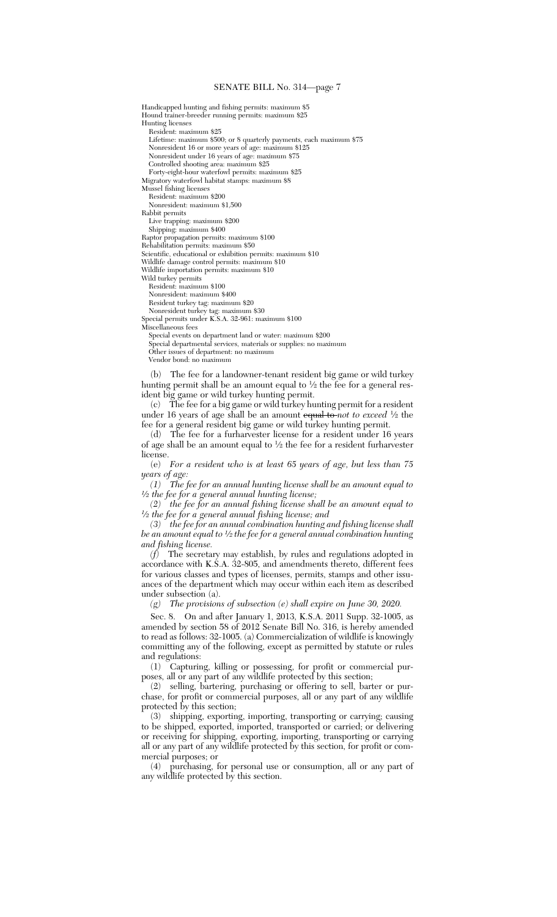Handicapped hunting and fishing permits: maximum $5
Hound trainer-breeder running permits: maximum $25
Hunting licenses
  Resident: maximum $25
  Lifetime: maximum $500; or 8 quarterly payments, each maximum $75
  Nonresident 16 or more years of age: maximum $125
  Nonresident under 16 years of age: maximum $75
  Controlled shooting area: maximum $25
  Forty-eight-hour waterfowl permits: maximum $25
Migratory waterfowl habitat stamps: maximum $8
Mussel fishing licenses
  Resident: maximum $200
  Nonresident: maximum $1,500
Rabbit permits
  Live trapping: maximum $200
  Shipping: maximum $400
Raptor propagation permits: maximum $100
Rehabilitation permits: maximum $50
Scientific, educational or exhibition permits: maximum $10
Wildlife damage control permits: maximum $10
Wildlife importation permits: maximum $10
Wild turkey permits
  Resident: maximum $100
  Nonresident: maximum $400
  Resident turkey tag: maximum $20
  Nonresident turkey tag: maximum $30
Special permits under K.S.A. 32-961: maximum $100
Miscellaneous fees
  Special events on department land or water: maximum $200
  Special departmental services, materials or supplies: no maximum
  Other issues of department: no maximum
  Vendor bond: no maximum

(b) The fee for a landowner-tenant resident big game or wild turkey hunting permit shall be an amount equal to ½ the fee for a general resident big game or wild turkey hunting permit.

(c) The fee for a big game or wild turkey hunting permit for a resident under 16 years of age shall be an amount ~~equal to~~ *not to exceed* ½ the fee for a general resident big game or wild turkey hunting permit.

(d) The fee for a furharvester license for a resident under 16 years of age shall be an amount equal to ½ the fee for a resident furharvester license.

*(e) For a resident who is at least 65 years of age, but less than 75 years of age:*

*(1) The fee for an annual hunting license shall be an amount equal to ½ the fee for a general annual hunting license;*

*(2) the fee for an annual fishing license shall be an amount equal to ½ the fee for a general annual fishing license; and*

*(3) the fee for an annual combination hunting and fishing license shall be an amount equal to ½ the fee for a general annual combination hunting and fishing license.*

*(f)* The secretary may establish, by rules and regulations adopted in accordance with K.S.A. 32-805, and amendments thereto, different fees for various classes and types of licenses, permits, stamps and other issuances of the department which may occur within each item as described under subsection (a).

*(g) The provisions of subsection (e) shall expire on June 30, 2020.*

Sec. 8. On and after January 1, 2013, K.S.A. 2011 Supp. 32-1005, as amended by section 58 of 2012 Senate Bill No. 316, is hereby amended to read as follows: 32-1005. (a) Commercialization of wildlife is knowingly committing any of the following, except as permitted by statute or rules and regulations:

(1) Capturing, killing or possessing, for profit or commercial purposes, all or any part of any wildlife protected by this section;

(2) selling, bartering, purchasing or offering to sell, barter or purchase, for profit or commercial purposes, all or any part of any wildlife protected by this section;

(3) shipping, exporting, importing, transporting or carrying; causing to be shipped, exported, imported, transported or carried; or delivering or receiving for shipping, exporting, importing, transporting or carrying all or any part of any wildlife protected by this section, for profit or commercial purposes; or

(4) purchasing, for personal use or consumption, all or any part of any wildlife protected by this section.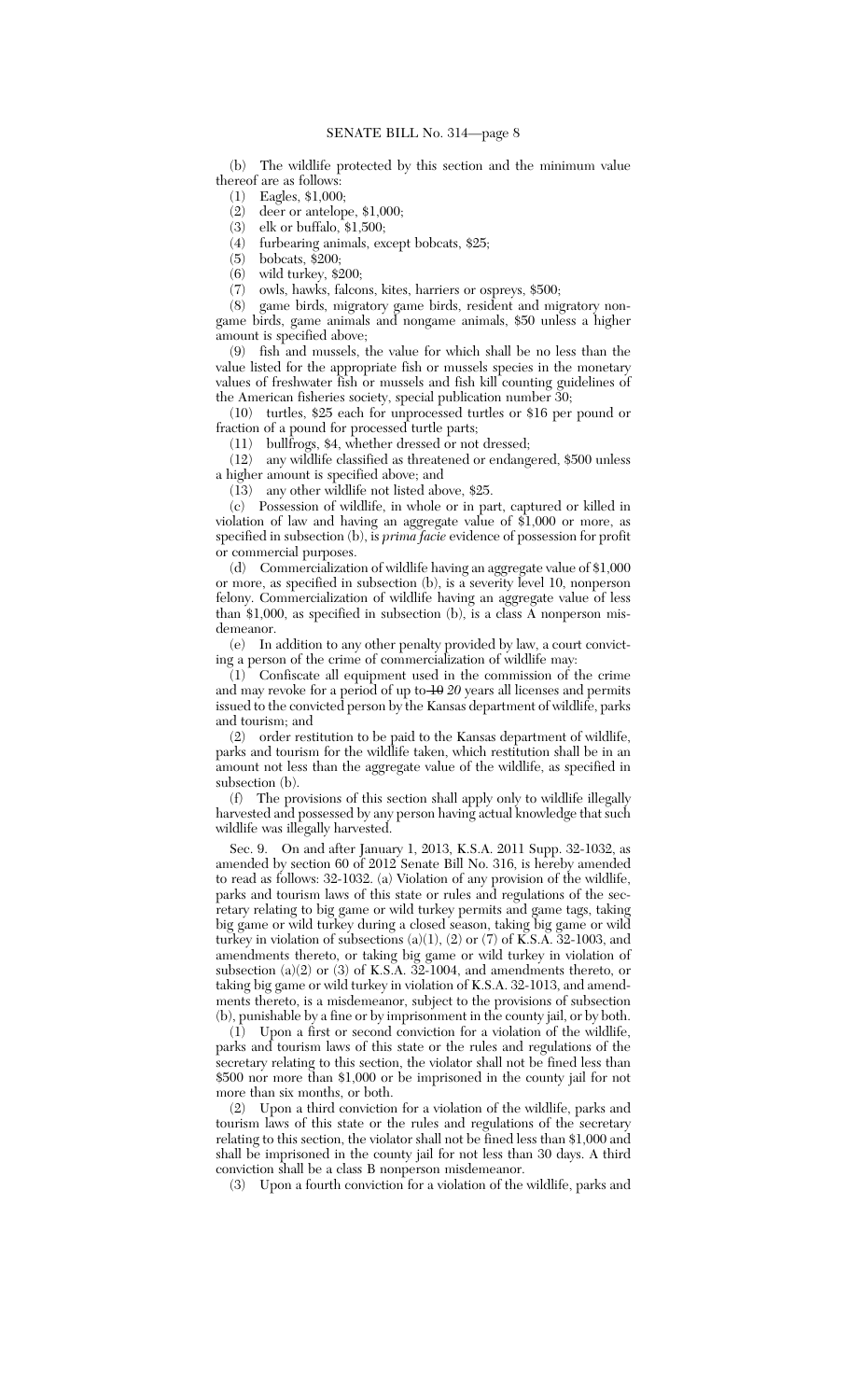(b) The wildlife protected by this section and the minimum value thereof are as follows:

(1) Eagles, $1,000;

(2) deer or antelope, $1,000;

(3) elk or buffalo, $1,500;

(4) furbearing animals, except bobcats, $25;

(5) bobcats, $200;

(6) wild turkey, $200;

(7) owls, hawks, falcons, kites, harriers or ospreys, $500;

(8) game birds, migratory game birds, resident and migratory nongame birds, game animals and nongame animals, $50 unless a higher amount is specified above;

(9) fish and mussels, the value for which shall be no less than the value listed for the appropriate fish or mussels species in the monetary values of freshwater fish or mussels and fish kill counting guidelines of the American fisheries society, special publication number 30;

(10) turtles, $25 each for unprocessed turtles or $16 per pound or fraction of a pound for processed turtle parts;

(11) bullfrogs, $4, whether dressed or not dressed;

(12) any wildlife classified as threatened or endangered, $500 unless a higher amount is specified above; and

(13) any other wildlife not listed above, $25.

(c) Possession of wildlife, in whole or in part, captured or killed in violation of law and having an aggregate value of $1,000 or more, as specified in subsection (b), is *prima facie* evidence of possession for profit or commercial purposes.

(d) Commercialization of wildlife having an aggregate value of $1,000 or more, as specified in subsection (b), is a severity level 10, nonperson felony. Commercialization of wildlife having an aggregate value of less than $1,000, as specified in subsection (b), is a class A nonperson misdemeanor.

(e) In addition to any other penalty provided by law, a court convicting a person of the crime of commercialization of wildlife may:

(1) Confiscate all equipment used in the commission of the crime and may revoke for a period of up to ~~10~~ *20* years all licenses and permits issued to the convicted person by the Kansas department of wildlife, parks and tourism; and

(2) order restitution to be paid to the Kansas department of wildlife, parks and tourism for the wildlife taken, which restitution shall be in an amount not less than the aggregate value of the wildlife, as specified in subsection (b).

(f) The provisions of this section shall apply only to wildlife illegally harvested and possessed by any person having actual knowledge that such wildlife was illegally harvested.

Sec. 9. On and after January 1, 2013, K.S.A. 2011 Supp. 32-1032, as amended by section 60 of 2012 Senate Bill No. 316, is hereby amended to read as follows: 32-1032. (a) Violation of any provision of the wildlife, parks and tourism laws of this state or rules and regulations of the secretary relating to big game or wild turkey permits and game tags, taking big game or wild turkey during a closed season, taking big game or wild turkey in violation of subsections (a)(1), (2) or (7) of K.S.A. 32-1003, and amendments thereto, or taking big game or wild turkey in violation of subsection (a)(2) or (3) of K.S.A. 32-1004, and amendments thereto, or taking big game or wild turkey in violation of K.S.A. 32-1013, and amendments thereto, is a misdemeanor, subject to the provisions of subsection (b), punishable by a fine or by imprisonment in the county jail, or by both.

(1) Upon a first or second conviction for a violation of the wildlife, parks and tourism laws of this state or the rules and regulations of the secretary relating to this section, the violator shall not be fined less than $500 nor more than $1,000 or be imprisoned in the county jail for not more than six months, or both.

(2) Upon a third conviction for a violation of the wildlife, parks and tourism laws of this state or the rules and regulations of the secretary relating to this section, the violator shall not be fined less than $1,000 and shall be imprisoned in the county jail for not less than 30 days. A third conviction shall be a class B nonperson misdemeanor.

(3) Upon a fourth conviction for a violation of the wildlife, parks and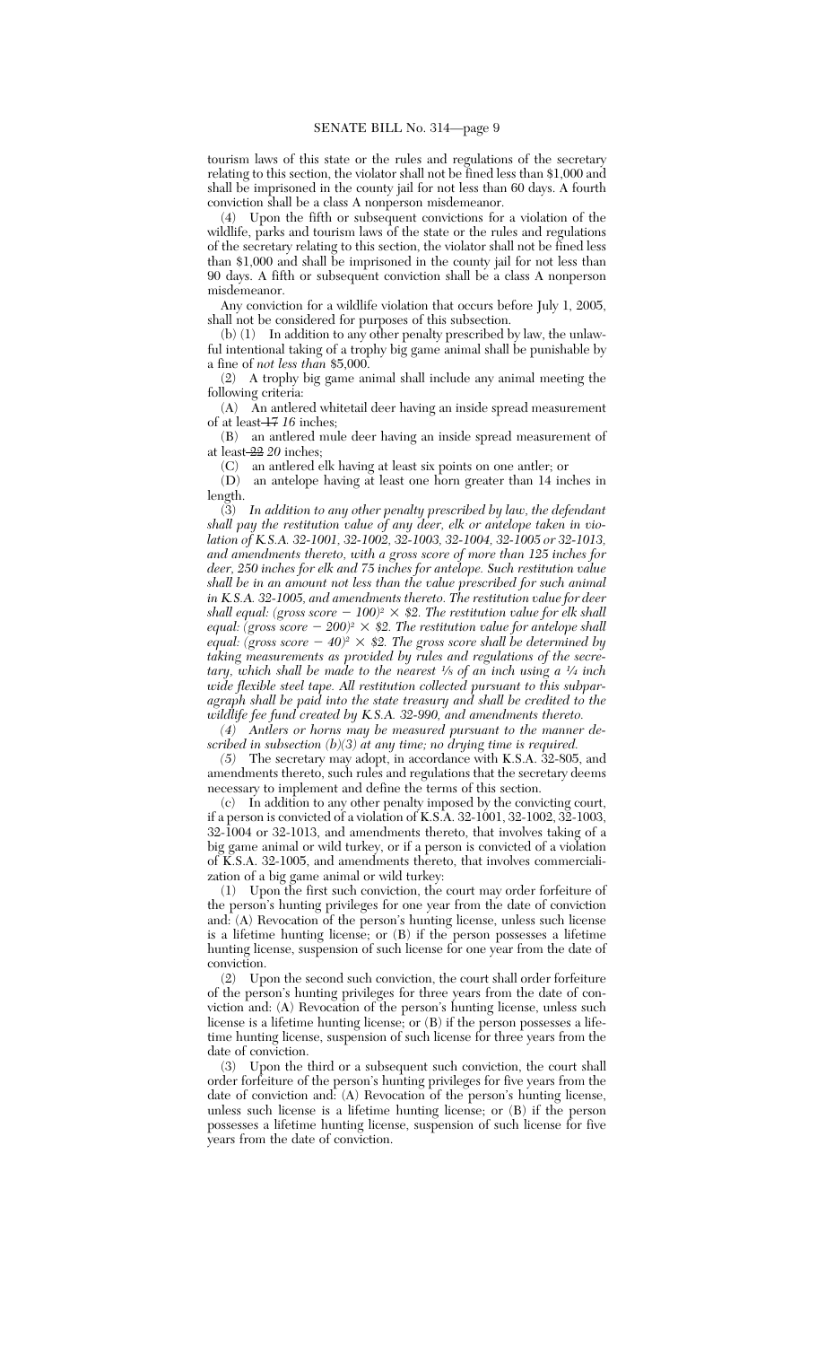tourism laws of this state or the rules and regulations of the secretary relating to this section, the violator shall not be fined less than $1,000 and shall be imprisoned in the county jail for not less than 60 days. A fourth conviction shall be a class A nonperson misdemeanor.

(4) Upon the fifth or subsequent convictions for a violation of the wildlife, parks and tourism laws of the state or the rules and regulations of the secretary relating to this section, the violator shall not be fined less than $1,000 and shall be imprisoned in the county jail for not less than 90 days. A fifth or subsequent conviction shall be a class A nonperson misdemeanor.

Any conviction for a wildlife violation that occurs before July 1, 2005, shall not be considered for purposes of this subsection.

(b) (1) In addition to any other penalty prescribed by law, the unlawful intentional taking of a trophy big game animal shall be punishable by a fine of *not less than* $5,000.

(2) A trophy big game animal shall include any animal meeting the following criteria:

(A) An antlered whitetail deer having an inside spread measurement of at least ~~17~~ *16* inches;

(B) an antlered mule deer having an inside spread measurement of at least ~~22~~ *20* inches;

(C) an antlered elk having at least six points on one antler; or

(D) an antelope having at least one horn greater than 14 inches in length.

(3) *In addition to any other penalty prescribed by law, the defendant shall pay the restitution value of any deer, elk or antelope taken in violation of K.S.A. 32-1001, 32-1002, 32-1003, 32-1004, 32-1005 or 32-1013, and amendments thereto, with a gross score of more than 125 inches for deer, 250 inches for elk and 75 inches for antelope. Such restitution value shall be in an amount not less than the value prescribed for such animal in K.S.A. 32-1005, and amendments thereto. The restitution value for deer shall equal: (gross score* $- 100)^2 \times$ *\$2. The restitution value for elk shall equal: (gross score* $- 200)^2 \times$ *\$2. The restitution value for antelope shall equal: (gross score* $- 40)^2 \times$ *\$2. The gross score shall be determined by taking measurements as provided by rules and regulations of the secretary, which shall be made to the nearest ⅛ of an inch using a ¼ inch wide flexible steel tape. All restitution collected pursuant to this subparagraph shall be paid into the state treasury and shall be credited to the wildlife fee fund created by K.S.A. 32-990, and amendments thereto.*

*(4) Antlers or horns may be measured pursuant to the manner described in subsection (b)(3) at any time; no drying time is required.*

*(5)* The secretary may adopt, in accordance with K.S.A. 32-805, and amendments thereto, such rules and regulations that the secretary deems necessary to implement and define the terms of this section.

(c) In addition to any other penalty imposed by the convicting court, if a person is convicted of a violation of K.S.A. 32-1001, 32-1002, 32-1003, 32-1004 or 32-1013, and amendments thereto, that involves taking of a big game animal or wild turkey, or if a person is convicted of a violation of K.S.A. 32-1005, and amendments thereto, that involves commercialization of a big game animal or wild turkey:

(1) Upon the first such conviction, the court may order forfeiture of the person's hunting privileges for one year from the date of conviction and: (A) Revocation of the person's hunting license, unless such license is a lifetime hunting license; or (B) if the person possesses a lifetime hunting license, suspension of such license for one year from the date of conviction.

(2) Upon the second such conviction, the court shall order forfeiture of the person's hunting privileges for three years from the date of conviction and: (A) Revocation of the person's hunting license, unless such license is a lifetime hunting license; or (B) if the person possesses a lifetime hunting license, suspension of such license for three years from the date of conviction.

(3) Upon the third or a subsequent such conviction, the court shall order forfeiture of the person's hunting privileges for five years from the date of conviction and: (A) Revocation of the person's hunting license, unless such license is a lifetime hunting license; or (B) if the person possesses a lifetime hunting license, suspension of such license for five years from the date of conviction.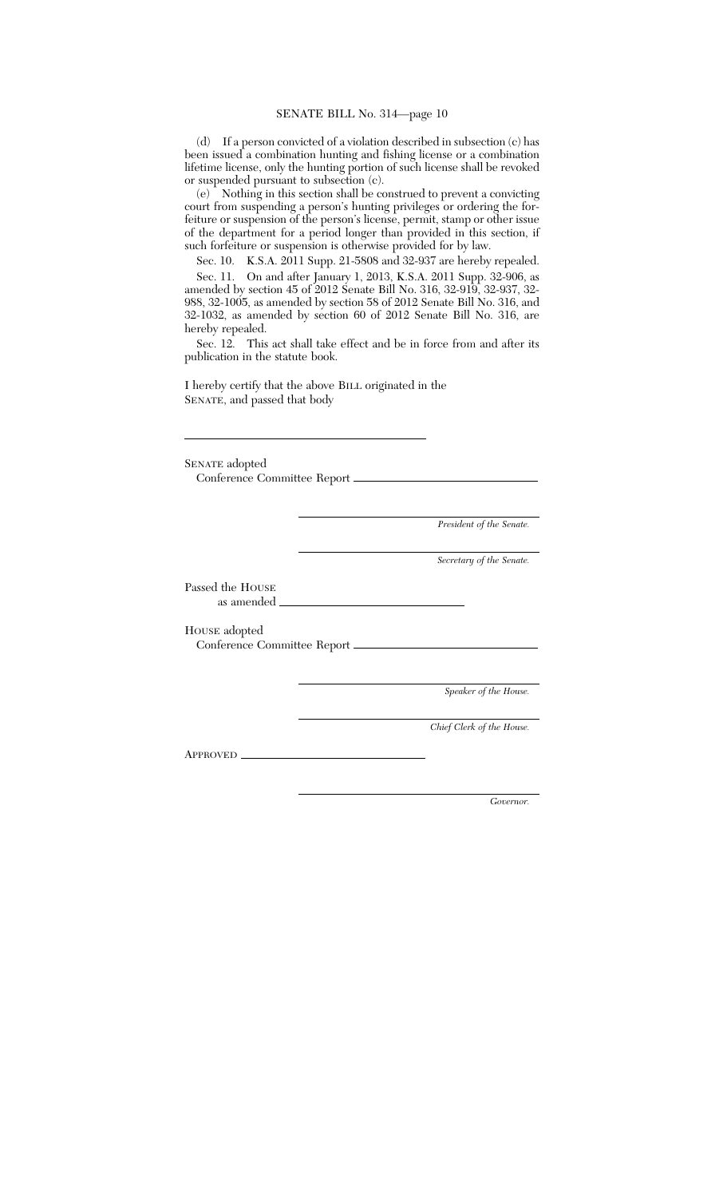(d) If a person convicted of a violation described in subsection (c) has been issued a combination hunting and fishing license or a combination lifetime license, only the hunting portion of such license shall be revoked or suspended pursuant to subsection (c).

(e) Nothing in this section shall be construed to prevent a convicting court from suspending a person's hunting privileges or ordering the forfeiture or suspension of the person's license, permit, stamp or other issue of the department for a period longer than provided in this section, if such forfeiture or suspension is otherwise provided for by law.

Sec. 10. K.S.A. 2011 Supp. 21-5808 and 32-937 are hereby repealed.

Sec. 11. On and after January 1, 2013, K.S.A. 2011 Supp. 32-906, as amended by section 45 of 2012 Senate Bill No. 316, 32-919, 32-937, 32-988, 32-1005, as amended by section 58 of 2012 Senate Bill No. 316, and 32-1032, as amended by section 60 of 2012 Senate Bill No. 316, are hereby repealed.

Sec. 12. This act shall take effect and be in force from and after its publication in the statute book.

I hereby certify that the above BILL originated in the SENATE, and passed that body

\_\_\_\_\_\_\_\_\_\_\_\_\_\_\_\_\_\_\_\_\_\_\_\_\_\_\_\_\_\_

SENATE adopted
Conference Committee Report \_\_\_\_\_\_\_\_\_\_\_\_\_\_\_\_\_\_\_\_

\_\_\_\_\_\_\_\_\_\_\_\_\_\_\_\_\_\_\_\_
*President of the Senate.*

\_\_\_\_\_\_\_\_\_\_\_\_\_\_\_\_\_\_\_\_
*Secretary of the Senate.*

Passed the HOUSE
as amended \_\_\_\_\_\_\_\_\_\_\_\_\_\_\_\_\_\_\_\_

HOUSE adopted
Conference Committee Report \_\_\_\_\_\_\_\_\_\_\_\_\_\_\_\_\_\_\_\_

\_\_\_\_\_\_\_\_\_\_\_\_\_\_\_\_\_\_\_\_
*Speaker of the House.*

\_\_\_\_\_\_\_\_\_\_\_\_\_\_\_\_\_\_\_\_
*Chief Clerk of the House.*

APPROVED \_\_\_\_\_\_\_\_\_\_\_\_\_\_\_\_\_\_\_\_

\_\_\_\_\_\_\_\_\_\_\_\_\_\_\_\_\_\_\_\_
*Governor.*